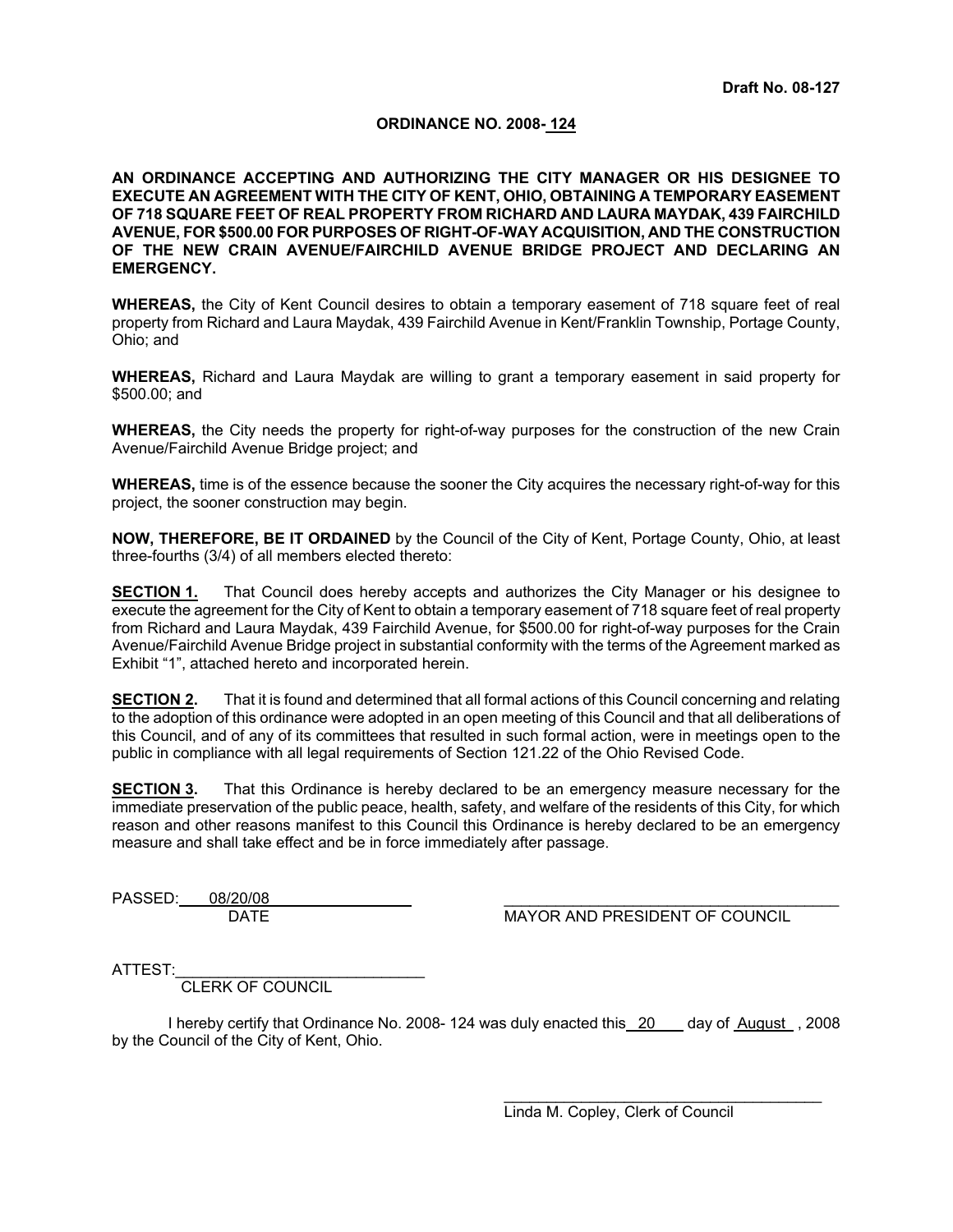**Draft No. 08-127**

# ORDINANCE NO. 2008- 124

**AN ORDINANCE ACCEPTING AND AUTHORIZING THE CITY MANAGER OR HIS DESIGNEE TO EXECUTE AN AGREEMENT WITH THE CITY OF KENT, OHIO, OBTAINING A TEMPORARY EASEMENT OF 718 SQUARE FEET OF REAL PROPERTY FROM RICHARD AND LAURA MAYDAK, 439 FAIRCHILD AVENUE, FOR $500.00 FOR PURPOSES OF RIGHT-OF-WAY ACQUISITION, AND THE CONSTRUCTION OF THE NEW CRAIN AVENUE/FAIRCHILD AVENUE BRIDGE PROJECT AND DECLARING AN EMERGENCY.**

**WHEREAS,** the City of Kent Council desires to obtain a temporary easement of 718 square feet of real property from Richard and Laura Maydak, 439 Fairchild Avenue in Kent/Franklin Township, Portage County, Ohio; and

**WHEREAS,** Richard and Laura Maydak are willing to grant a temporary easement in said property for $500.00; and

**WHEREAS,** the City needs the property for right-of-way purposes for the construction of the new Crain Avenue/Fairchild Avenue Bridge project; and

**WHEREAS,** time is of the essence because the sooner the City acquires the necessary right-of-way for this project, the sooner construction may begin.

**NOW, THEREFORE, BE IT ORDAINED** by the Council of the City of Kent, Portage County, Ohio, at least three-fourths (3/4) of all members elected thereto:

**SECTION 1.** That Council does hereby accepts and authorizes the City Manager or his designee to execute the agreement for the City of Kent to obtain a temporary easement of 718 square feet of real property from Richard and Laura Maydak, 439 Fairchild Avenue, for $500.00 for right-of-way purposes for the Crain Avenue/Fairchild Avenue Bridge project in substantial conformity with the terms of the Agreement marked as Exhibit "1", attached hereto and incorporated herein.

**SECTION 2.** That it is found and determined that all formal actions of this Council concerning and relating to the adoption of this ordinance were adopted in an open meeting of this Council and that all deliberations of this Council, and of any of its committees that resulted in such formal action, were in meetings open to the public in compliance with all legal requirements of Section 121.22 of the Ohio Revised Code.

**SECTION 3.** That this Ordinance is hereby declared to be an emergency measure necessary for the immediate preservation of the public peace, health, safety, and welfare of the residents of this City, for which reason and other reasons manifest to this Council this Ordinance is hereby declared to be an emergency measure and shall take effect and be in force immediately after passage.

PASSED: 08/20/08
DATE

_______________________________
MAYOR AND PRESIDENT OF COUNCIL

ATTEST: _______________________________
CLERK OF COUNCIL

I hereby certify that Ordinance No. 2008- 124 was duly enacted this 20 day of August , 2008 by the Council of the City of Kent, Ohio.

_______________________________
Linda M. Copley, Clerk of Council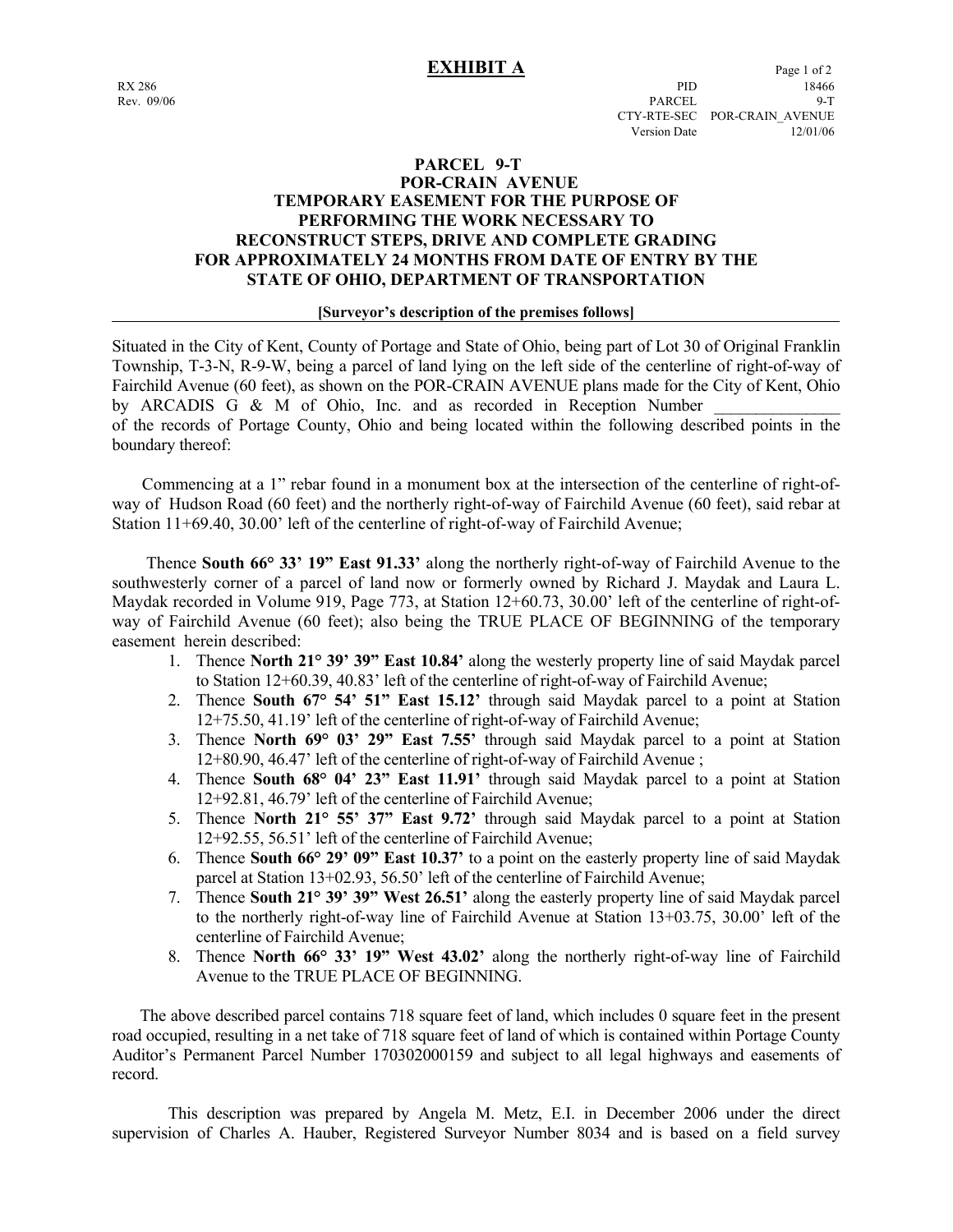# EXHIBIT A

RX 286
Rev. 09/06

| | |
|---|---|
| PID | 18466 |
| PARCEL | 9-T |
| CTY-RTE-SEC | POR-CRAIN_AVENUE |
| Version Date | 12/01/06 |

## PARCEL 9-T
## POR-CRAIN AVENUE
## TEMPORARY EASEMENT FOR THE PURPOSE OF PERFORMING THE WORK NECESSARY TO RECONSTRUCT STEPS, DRIVE AND COMPLETE GRADING FOR APPROXIMATELY 24 MONTHS FROM DATE OF ENTRY BY THE STATE OF OHIO, DEPARTMENT OF TRANSPORTATION

**[Surveyor's description of the premises follows]**

Situated in the City of Kent, County of Portage and State of Ohio, being part of Lot 30 of Original Franklin Township, T-3-N, R-9-W, being a parcel of land lying on the left side of the centerline of right-of-way of Fairchild Avenue (60 feet), as shown on the POR-CRAIN AVENUE plans made for the City of Kent, Ohio by ARCADIS G & M of Ohio, Inc. and as recorded in Reception Number _______________ of the records of Portage County, Ohio and being located within the following described points in the boundary thereof:

Commencing at a 1" rebar found in a monument box at the intersection of the centerline of right-of-way of Hudson Road (60 feet) and the northerly right-of-way of Fairchild Avenue (60 feet), said rebar at Station 11+69.40, 30.00' left of the centerline of right-of-way of Fairchild Avenue;

Thence **South 66° 33' 19" East 91.33'** along the northerly right-of-way of Fairchild Avenue to the southwesterly corner of a parcel of land now or formerly owned by Richard J. Maydak and Laura L. Maydak recorded in Volume 919, Page 773, at Station 12+60.73, 30.00' left of the centerline of right-of-way of Fairchild Avenue (60 feet); also being the TRUE PLACE OF BEGINNING of the temporary easement herein described:

1. Thence **North 21° 39' 39" East 10.84'** along the westerly property line of said Maydak parcel to Station 12+60.39, 40.83' left of the centerline of right-of-way of Fairchild Avenue;
2. Thence **South 67° 54' 51" East 15.12'** through said Maydak parcel to a point at Station 12+75.50, 41.19' left of the centerline of right-of-way of Fairchild Avenue;
3. Thence **North 69° 03' 29" East 7.55'** through said Maydak parcel to a point at Station 12+80.90, 46.47' left of the centerline of right-of-way of Fairchild Avenue ;
4. Thence **South 68° 04' 23" East 11.91'** through said Maydak parcel to a point at Station 12+92.81, 46.79' left of the centerline of Fairchild Avenue;
5. Thence **North 21° 55' 37" East 9.72'** through said Maydak parcel to a point at Station 12+92.55, 56.51' left of the centerline of Fairchild Avenue;
6. Thence **South 66° 29' 09" East 10.37'** to a point on the easterly property line of said Maydak parcel at Station 13+02.93, 56.50' left of the centerline of Fairchild Avenue;
7. Thence **South 21° 39' 39" West 26.51'** along the easterly property line of said Maydak parcel to the northerly right-of-way line of Fairchild Avenue at Station 13+03.75, 30.00' left of the centerline of Fairchild Avenue;
8. Thence **North 66° 33' 19" West 43.02'** along the northerly right-of-way line of Fairchild Avenue to the TRUE PLACE OF BEGINNING.

The above described parcel contains 718 square feet of land, which includes 0 square feet in the present road occupied, resulting in a net take of 718 square feet of land of which is contained within Portage County Auditor's Permanent Parcel Number 170302000159 and subject to all legal highways and easements of record.

This description was prepared by Angela M. Metz, E.I. in December 2006 under the direct supervision of Charles A. Hauber, Registered Surveyor Number 8034 and is based on a field survey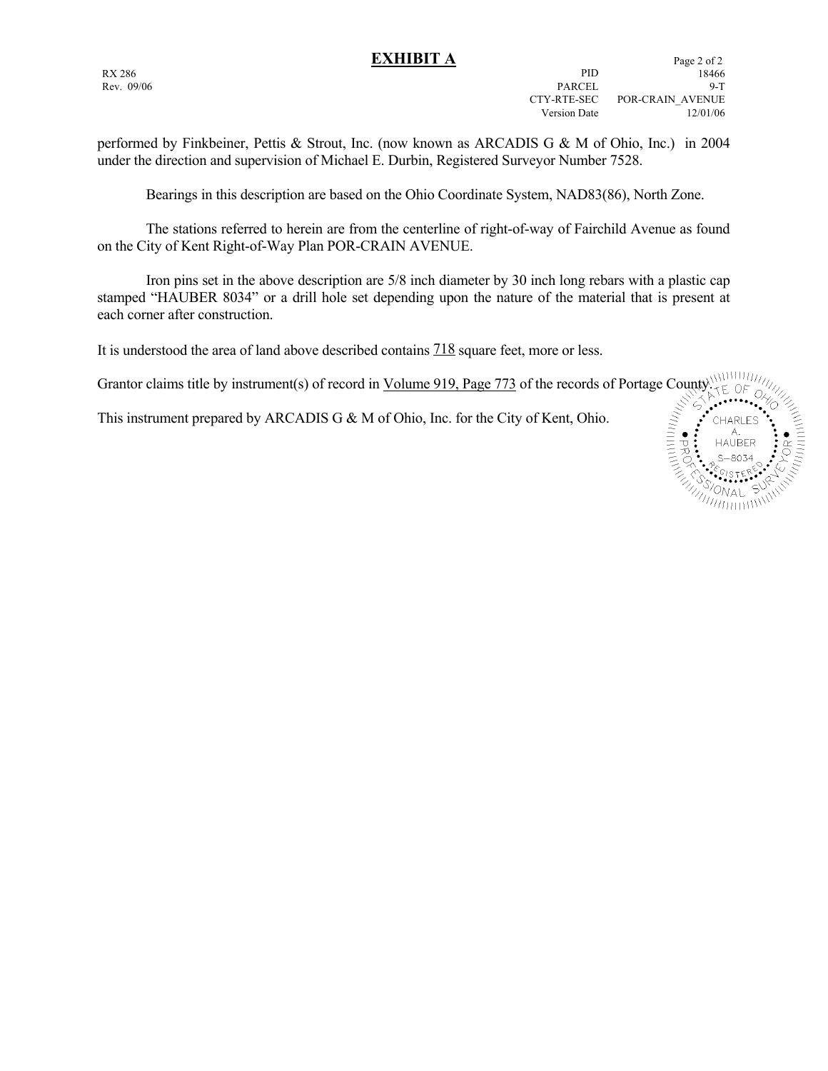# EXHIBIT A

RX 286
Rev. 09/06

| | |
|---|---|
| PID | 18466 |
| PARCEL | 9-T |
| CTY-RTE-SEC | POR-CRAIN_AVENUE |
| Version Date | 12/01/06 |

performed by Finkbeiner, Pettis & Strout, Inc. (now known as ARCADIS G & M of Ohio, Inc.) in 2004 under the direction and supervision of Michael E. Durbin, Registered Surveyor Number 7528.

Bearings in this description are based on the Ohio Coordinate System, NAD83(86), North Zone.

The stations referred to herein are from the centerline of right-of-way of Fairchild Avenue as found on the City of Kent Right-of-Way Plan POR-CRAIN AVENUE.

Iron pins set in the above description are 5/8 inch diameter by 30 inch long rebars with a plastic cap stamped "HAUBER 8034" or a drill hole set depending upon the nature of the material that is present at each corner after construction.

It is understood the area of land above described contains 718 square feet, more or less.

Grantor claims title by instrument(s) of record in Volume 919, Page 773 of the records of Portage County.

This instrument prepared by ARCADIS G & M of Ohio, Inc. for the City of Kent, Ohio.

STATE OF OHIO
CHARLES A. HAUBER
S-8034
REGISTERED
PROFESSIONAL SURVEYOR